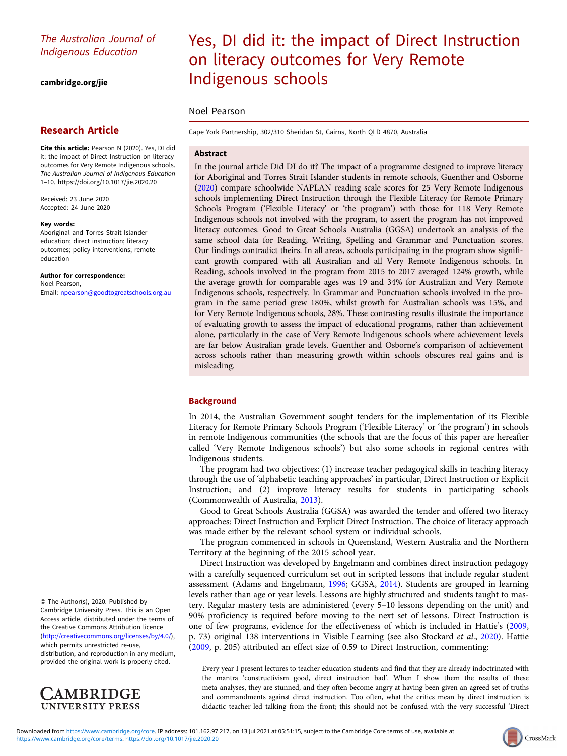The Australian Journal of Indigenous Education

cambridge.org/jie

## Research Article

**Cite this article:** Pearson N (2020). Yes, DI did it: the impact of Direct Instruction on literacy outcomes for Very Remote Indigenous schools. *The Australian Journal of Indigenous Education* 1–10. https://doi.org/10.1017/jie.2020.20

Received: 23 June 2020
Accepted: 24 June 2020

**Key words:**
Aboriginal and Torres Strait Islander education; direct instruction; literacy outcomes; policy interventions; remote education

**Author for correspondence:**
Noel Pearson,
Email: npearson@goodtogreatschools.org.au

© The Author(s), 2020. Published by Cambridge University Press. This is an Open Access article, distributed under the terms of the Creative Commons Attribution licence (http://creativecommons.org/licenses/by/4.0/), which permits unrestricted re-use, distribution, and reproduction in any medium, provided the original work is properly cited.

# Yes, DI did it: the impact of Direct Instruction on literacy outcomes for Very Remote Indigenous schools

Noel Pearson

Cape York Partnership, 302/310 Sheridan St, Cairns, North QLD 4870, Australia

## Abstract

In the journal article Did DI do it? The impact of a programme designed to improve literacy for Aboriginal and Torres Strait Islander students in remote schools, Guenther and Osborne (2020) compare schoolwide NAPLAN reading scale scores for 25 Very Remote Indigenous schools implementing Direct Instruction through the Flexible Literacy for Remote Primary Schools Program ('Flexible Literacy' or 'the program') with those for 118 Very Remote Indigenous schools not involved with the program, to assert the program has not improved literacy outcomes. Good to Great Schools Australia (GGSA) undertook an analysis of the same school data for Reading, Writing, Spelling and Grammar and Punctuation scores. Our findings contradict theirs. In all areas, schools participating in the program show significant growth compared with all Australian and all Very Remote Indigenous schools. In Reading, schools involved in the program from 2015 to 2017 averaged 124% growth, while the average growth for comparable ages was 19 and 34% for Australian and Very Remote Indigenous schools, respectively. In Grammar and Punctuation schools involved in the program in the same period grew 180%, whilst growth for Australian schools was 15%, and for Very Remote Indigenous schools, 28%. These contrasting results illustrate the importance of evaluating growth to assess the impact of educational programs, rather than achievement alone, particularly in the case of Very Remote Indigenous schools where achievement levels are far below Australian grade levels. Guenther and Osborne's comparison of achievement across schools rather than measuring growth within schools obscures real gains and is misleading.

## Background

In 2014, the Australian Government sought tenders for the implementation of its Flexible Literacy for Remote Primary Schools Program ('Flexible Literacy' or 'the program') in schools in remote Indigenous communities (the schools that are the focus of this paper are hereafter called 'Very Remote Indigenous schools') but also some schools in regional centres with Indigenous students.

The program had two objectives: (1) increase teacher pedagogical skills in teaching literacy through the use of 'alphabetic teaching approaches' in particular, Direct Instruction or Explicit Instruction; and (2) improve literacy results for students in participating schools (Commonwealth of Australia, 2013).

Good to Great Schools Australia (GGSA) was awarded the tender and offered two literacy approaches: Direct Instruction and Explicit Direct Instruction. The choice of literacy approach was made either by the relevant school system or individual schools.

The program commenced in schools in Queensland, Western Australia and the Northern Territory at the beginning of the 2015 school year.

Direct Instruction was developed by Engelmann and combines direct instruction pedagogy with a carefully sequenced curriculum set out in scripted lessons that include regular student assessment (Adams and Engelmann, 1996; GGSA, 2014). Students are grouped in learning levels rather than age or year levels. Lessons are highly structured and students taught to mastery. Regular mastery tests are administered (every 5–10 lessons depending on the unit) and 90% proficiency is required before moving to the next set of lessons. Direct Instruction is one of few programs, evidence for the effectiveness of which is included in Hattie's (2009, p. 73) original 138 interventions in Visible Learning (see also Stockard *et al.*, 2020). Hattie (2009, p. 205) attributed an effect size of 0.59 to Direct Instruction, commenting:

> Every year I present lectures to teacher education students and find that they are already indoctrinated with the mantra 'constructivism good, direct instruction bad'. When I show them the results of these meta-analyses, they are stunned, and they often become angry at having been given an agreed set of truths and commandments against direct instruction. Too often, what the critics mean by direct instruction is didactic teacher-led talking from the front; this should not be confused with the very successful 'Direct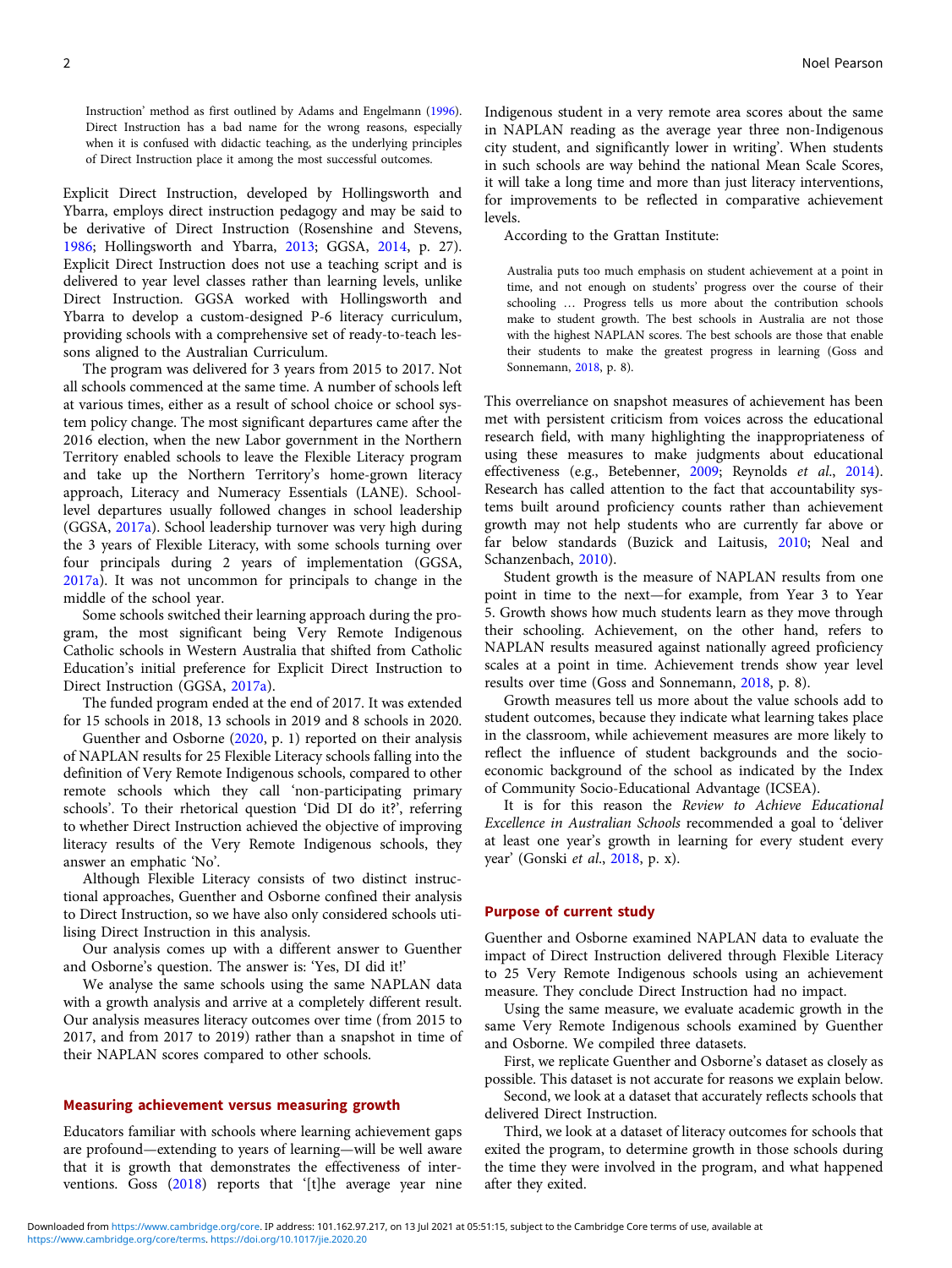> Instruction' method as first outlined by Adams and Engelmann (1996). Direct Instruction has a bad name for the wrong reasons, especially when it is confused with didactic teaching, as the underlying principles of Direct Instruction place it among the most successful outcomes.

Explicit Direct Instruction, developed by Hollingsworth and Ybarra, employs direct instruction pedagogy and may be said to be derivative of Direct Instruction (Rosenshine and Stevens, 1986; Hollingsworth and Ybarra, 2013; GGSA, 2014, p. 27). Explicit Direct Instruction does not use a teaching script and is delivered to year level classes rather than learning levels, unlike Direct Instruction. GGSA worked with Hollingsworth and Ybarra to develop a custom-designed P-6 literacy curriculum, providing schools with a comprehensive set of ready-to-teach lessons aligned to the Australian Curriculum.

The program was delivered for 3 years from 2015 to 2017. Not all schools commenced at the same time. A number of schools left at various times, either as a result of school choice or school system policy change. The most significant departures came after the 2016 election, when the new Labor government in the Northern Territory enabled schools to leave the Flexible Literacy program and take up the Northern Territory's home-grown literacy approach, Literacy and Numeracy Essentials (LANE). School-level departures usually followed changes in school leadership (GGSA, 2017a). School leadership turnover was very high during the 3 years of Flexible Literacy, with some schools turning over four principals during 2 years of implementation (GGSA, 2017a). It was not uncommon for principals to change in the middle of the school year.

Some schools switched their learning approach during the program, the most significant being Very Remote Indigenous Catholic schools in Western Australia that shifted from Catholic Education's initial preference for Explicit Direct Instruction to Direct Instruction (GGSA, 2017a).

The funded program ended at the end of 2017. It was extended for 15 schools in 2018, 13 schools in 2019 and 8 schools in 2020.

Guenther and Osborne (2020, p. 1) reported on their analysis of NAPLAN results for 25 Flexible Literacy schools falling into the definition of Very Remote Indigenous schools, compared to other remote schools which they call 'non-participating primary schools'. To their rhetorical question 'Did DI do it?', referring to whether Direct Instruction achieved the objective of improving literacy results of the Very Remote Indigenous schools, they answer an emphatic 'No'.

Although Flexible Literacy consists of two distinct instructional approaches, Guenther and Osborne confined their analysis to Direct Instruction, so we have also only considered schools utilising Direct Instruction in this analysis.

Our analysis comes up with a different answer to Guenther and Osborne's question. The answer is: 'Yes, DI did it!'

We analyse the same schools using the same NAPLAN data with a growth analysis and arrive at a completely different result. Our analysis measures literacy outcomes over time (from 2015 to 2017, and from 2017 to 2019) rather than a snapshot in time of their NAPLAN scores compared to other schools.

## Measuring achievement versus measuring growth

Educators familiar with schools where learning achievement gaps are profound—extending to years of learning—will be well aware that it is growth that demonstrates the effectiveness of interventions. Goss (2018) reports that '[t]he average year nine Indigenous student in a very remote area scores about the same in NAPLAN reading as the average year three non-Indigenous city student, and significantly lower in writing'. When students in such schools are way behind the national Mean Scale Scores, it will take a long time and more than just literacy interventions, for improvements to be reflected in comparative achievement levels.

According to the Grattan Institute:

> Australia puts too much emphasis on student achievement at a point in time, and not enough on students' progress over the course of their schooling … Progress tells us more about the contribution schools make to student growth. The best schools in Australia are not those with the highest NAPLAN scores. The best schools are those that enable their students to make the greatest progress in learning (Goss and Sonnemann, 2018, p. 8).

This overreliance on snapshot measures of achievement has been met with persistent criticism from voices across the educational research field, with many highlighting the inappropriateness of using these measures to make judgments about educational effectiveness (e.g., Betebenner, 2009; Reynolds *et al.*, 2014). Research has called attention to the fact that accountability systems built around proficiency counts rather than achievement growth may not help students who are currently far above or far below standards (Buzick and Laitusis, 2010; Neal and Schanzenbach, 2010).

Student growth is the measure of NAPLAN results from one point in time to the next—for example, from Year 3 to Year 5. Growth shows how much students learn as they move through their schooling. Achievement, on the other hand, refers to NAPLAN results measured against nationally agreed proficiency scales at a point in time. Achievement trends show year level results over time (Goss and Sonnemann, 2018, p. 8).

Growth measures tell us more about the value schools add to student outcomes, because they indicate what learning takes place in the classroom, while achievement measures are more likely to reflect the influence of student backgrounds and the socio-economic background of the school as indicated by the Index of Community Socio-Educational Advantage (ICSEA).

It is for this reason the *Review to Achieve Educational Excellence in Australian Schools* recommended a goal to 'deliver at least one year's growth in learning for every student every year' (Gonski *et al.*, 2018, p. x).

## Purpose of current study

Guenther and Osborne examined NAPLAN data to evaluate the impact of Direct Instruction delivered through Flexible Literacy to 25 Very Remote Indigenous schools using an achievement measure. They conclude Direct Instruction had no impact.

Using the same measure, we evaluate academic growth in the same Very Remote Indigenous schools examined by Guenther and Osborne. We compiled three datasets.

First, we replicate Guenther and Osborne's dataset as closely as possible. This dataset is not accurate for reasons we explain below.

Second, we look at a dataset that accurately reflects schools that delivered Direct Instruction.

Third, we look at a dataset of literacy outcomes for schools that exited the program, to determine growth in those schools during the time they were involved in the program, and what happened after they exited.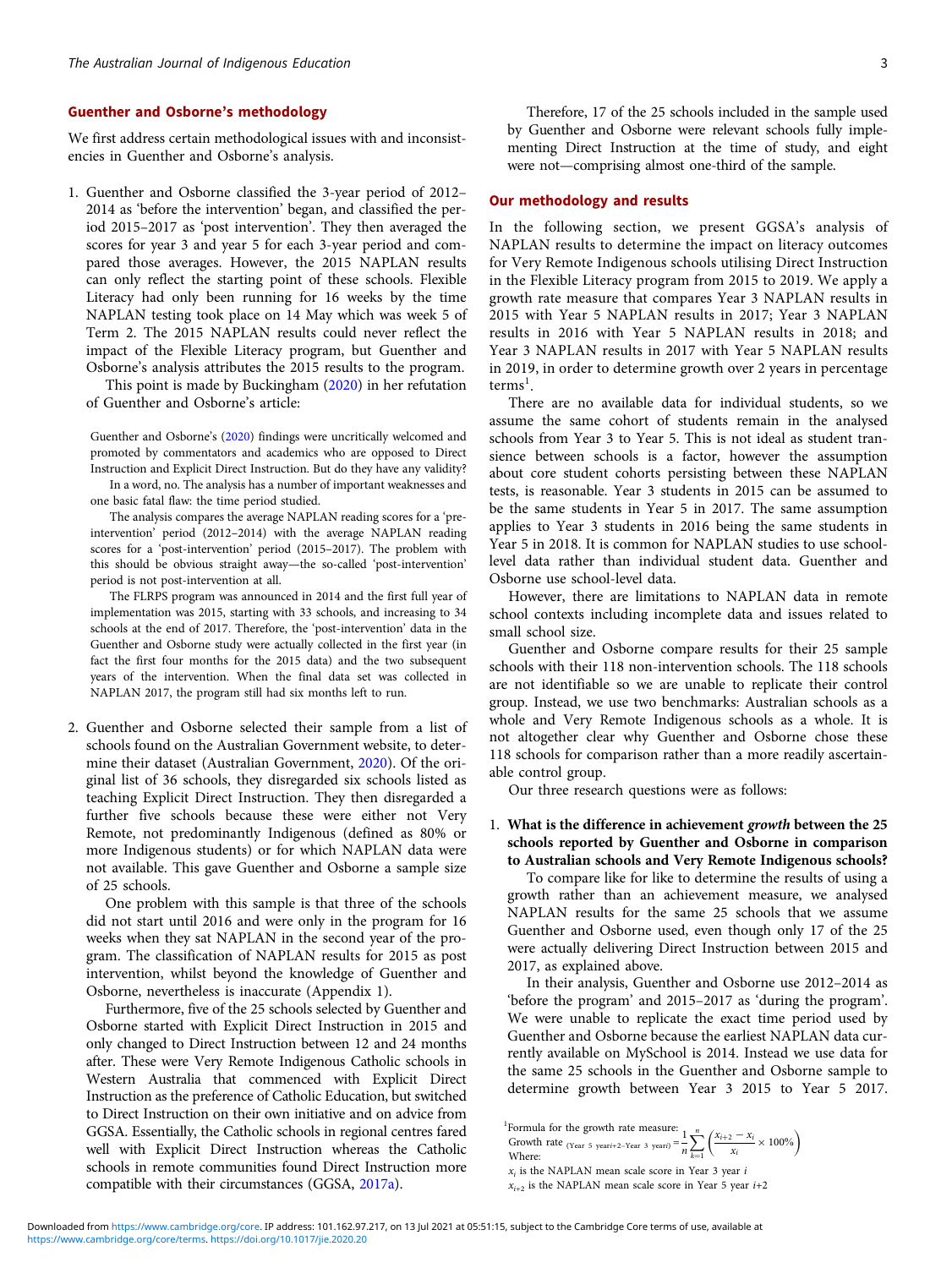### Guenther and Osborne's methodology

We first address certain methodological issues with and inconsistencies in Guenther and Osborne's analysis.

1. Guenther and Osborne classified the 3-year period of 2012–2014 as 'before the intervention' began, and classified the period 2015–2017 as 'post intervention'. They then averaged the scores for year 3 and year 5 for each 3-year period and compared those averages. However, the 2015 NAPLAN results can only reflect the starting point of these schools. Flexible Literacy had only been running for 16 weeks by the time NAPLAN testing took place on 14 May which was week 5 of Term 2. The 2015 NAPLAN results could never reflect the impact of the Flexible Literacy program, but Guenther and Osborne's analysis attributes the 2015 results to the program.

   This point is made by Buckingham (2020) in her refutation of Guenther and Osborne's article:

   > Guenther and Osborne's (2020) findings were uncritically welcomed and promoted by commentators and academics who are opposed to Direct Instruction and Explicit Direct Instruction. But do they have any validity?
   >
   > In a word, no. The analysis has a number of important weaknesses and one basic fatal flaw: the time period studied.
   >
   > The analysis compares the average NAPLAN reading scores for a 'pre-intervention' period (2012–2014) with the average NAPLAN reading scores for a 'post-intervention' period (2015–2017). The problem with this should be obvious straight away—the so-called 'post-intervention' period is not post-intervention at all.
   >
   > The FLRPS program was announced in 2014 and the first full year of implementation was 2015, starting with 33 schools, and increasing to 34 schools at the end of 2017. Therefore, the 'post-intervention' data in the Guenther and Osborne study were actually collected in the first year (in fact the first four months for the 2015 data) and the two subsequent years of the intervention. When the final data set was collected in NAPLAN 2017, the program still had six months left to run.

2. Guenther and Osborne selected their sample from a list of schools found on the Australian Government website, to determine their dataset (Australian Government, 2020). Of the original list of 36 schools, they disregarded six schools listed as teaching Explicit Direct Instruction. They then disregarded a further five schools because these were either not Very Remote, not predominantly Indigenous (defined as 80% or more Indigenous students) or for which NAPLAN data were not available. This gave Guenther and Osborne a sample size of 25 schools.

   One problem with this sample is that three of the schools did not start until 2016 and were only in the program for 16 weeks when they sat NAPLAN in the second year of the program. The classification of NAPLAN results for 2015 as post intervention, whilst beyond the knowledge of Guenther and Osborne, nevertheless is inaccurate (Appendix 1).

   Furthermore, five of the 25 schools selected by Guenther and Osborne started with Explicit Direct Instruction in 2015 and only changed to Direct Instruction between 12 and 24 months after. These were Very Remote Indigenous Catholic schools in Western Australia that commenced with Explicit Direct Instruction as the preference of Catholic Education, but switched to Direct Instruction on their own initiative and on advice from GGSA. Essentially, the Catholic schools in regional centres fared well with Explicit Direct Instruction whereas the Catholic schools in remote communities found Direct Instruction more compatible with their circumstances (GGSA, 2017a).

   Therefore, 17 of the 25 schools included in the sample used by Guenther and Osborne were relevant schools fully implementing Direct Instruction at the time of study, and eight were not—comprising almost one-third of the sample.

### Our methodology and results

In the following section, we present GGSA's analysis of NAPLAN results to determine the impact on literacy outcomes for Very Remote Indigenous schools utilising Direct Instruction in the Flexible Literacy program from 2015 to 2019. We apply a growth rate measure that compares Year 3 NAPLAN results in 2015 with Year 5 NAPLAN results in 2017; Year 3 NAPLAN results in 2016 with Year 5 NAPLAN results in 2018; and Year 3 NAPLAN results in 2017 with Year 5 NAPLAN results in 2019, in order to determine growth over 2 years in percentage terms[1].

There are no available data for individual students, so we assume the same cohort of students remain in the analysed schools from Year 3 to Year 5. This is not ideal as student transience between schools is a factor, however the assumption about core student cohorts persisting between these NAPLAN tests, is reasonable. Year 3 students in 2015 can be assumed to be the same students in Year 5 in 2017. The same assumption applies to Year 3 students in 2016 being the same students in Year 5 in 2018. It is common for NAPLAN studies to use school-level data rather than individual student data. Guenther and Osborne use school-level data.

However, there are limitations to NAPLAN data in remote school contexts including incomplete data and issues related to small school size.

Guenther and Osborne compare results for their 25 sample schools with their 118 non-intervention schools. The 118 schools are not identifiable so we are unable to replicate their control group. Instead, we use two benchmarks: Australian schools as a whole and Very Remote Indigenous schools as a whole. It is not altogether clear why Guenther and Osborne chose these 118 schools for comparison rather than a more readily ascertainable control group.

Our three research questions were as follows:

1. **What is the difference in achievement *growth* between the 25 schools reported by Guenther and Osborne in comparison to Australian schools and Very Remote Indigenous schools?**

   To compare like for like to determine the results of using a growth rather than an achievement measure, we analysed NAPLAN results for the same 25 schools that we assume Guenther and Osborne used, even though only 17 of the 25 were actually delivering Direct Instruction between 2015 and 2017, as explained above.

   In their analysis, Guenther and Osborne use 2012–2014 as 'before the program' and 2015–2017 as 'during the program'. We were unable to replicate the exact time period used by Guenther and Osborne because the earliest NAPLAN data currently available on MySchool is 2014. Instead we use data for the same 25 schools in the Guenther and Osborne sample to determine growth between Year 3 2015 to Year 5 2017.

---

[1] Formula for the growth rate measure:

$$\text{Growth rate}_{\,(\text{Year 5 year}i+2\text{–Year 3 year}i)} = \frac{1}{n}\sum_{k=1}^{n}\left(\frac{x_{i+2} - x_i}{x_i} \times 100\%\right)$$

Where:

$x_i$ is the NAPLAN mean scale score in Year 3 year $i$

$x_{i+2}$ is the NAPLAN mean scale score in Year 5 year $i+2$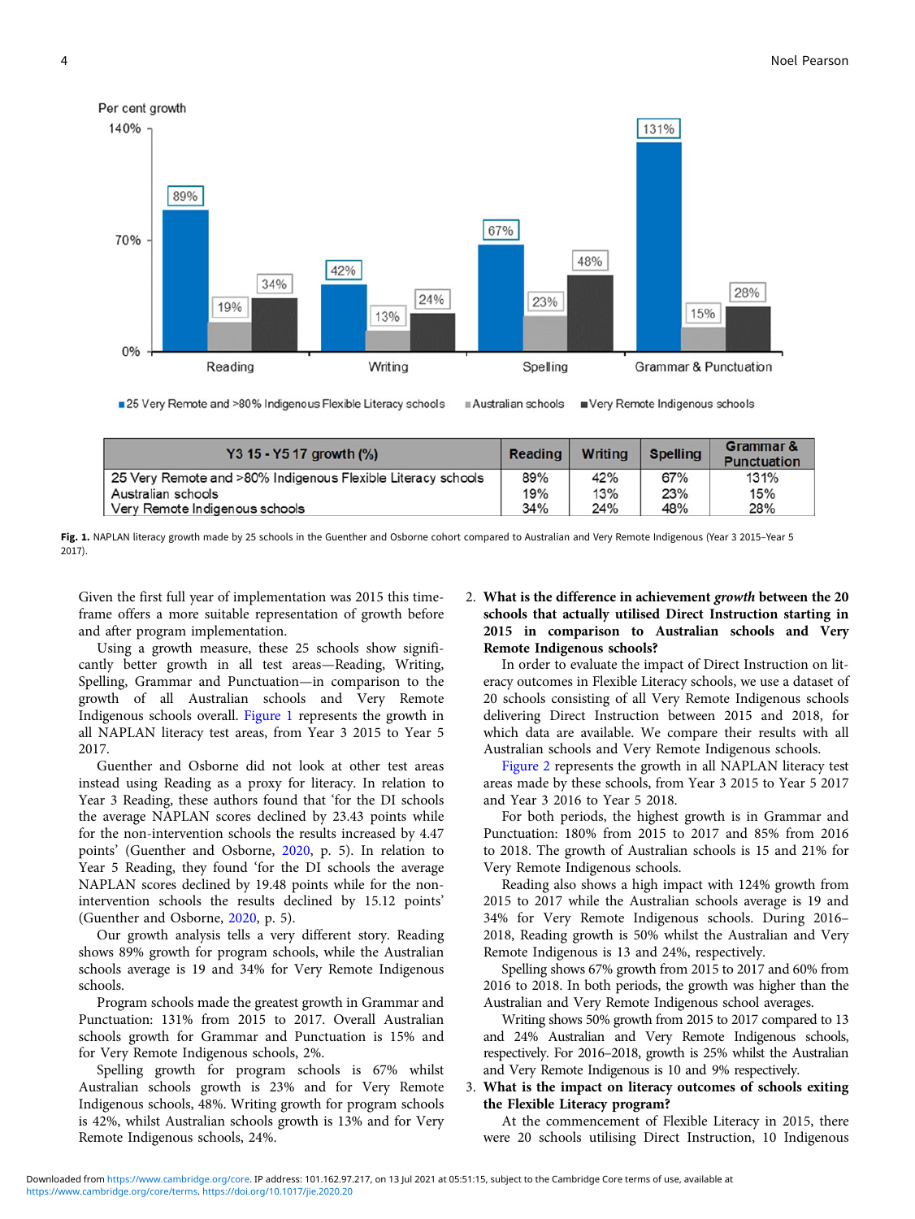| Y3 15 - Y5 17 growth (%) | Reading | Writing | Spelling | Grammar & Punctuation |
|---|---|---|---|---|
| 25 Very Remote and >80% Indigenous Flexible Literacy schools | 89% | 42% | 67% | 131% |
| Australian schools | 19% | 13% | 23% | 15% |
| Very Remote Indigenous schools | 34% | 24% | 48% | 28% |

**Fig. 1.** NAPLAN literacy growth made by 25 schools in the Guenther and Osborne cohort compared to Australian and Very Remote Indigenous (Year 3 2015–Year 5 2017).

Given the first full year of implementation was 2015 this timeframe offers a more suitable representation of growth before and after program implementation.

Using a growth measure, these 25 schools show significantly better growth in all test areas—Reading, Writing, Spelling, Grammar and Punctuation—in comparison to the growth of all Australian schools and Very Remote Indigenous schools overall. Figure 1 represents the growth in all NAPLAN literacy test areas, from Year 3 2015 to Year 5 2017.

Guenther and Osborne did not look at other test areas instead using Reading as a proxy for literacy. In relation to Year 3 Reading, these authors found that 'for the DI schools the average NAPLAN scores declined by 23.43 points while for the non-intervention schools the results increased by 4.47 points' (Guenther and Osborne, 2020, p. 5). In relation to Year 5 Reading, they found 'for the DI schools the average NAPLAN scores declined by 19.48 points while for the non-intervention schools the results declined by 15.12 points' (Guenther and Osborne, 2020, p. 5).

Our growth analysis tells a very different story. Reading shows 89% growth for program schools, while the Australian schools average is 19 and 34% for Very Remote Indigenous schools.

Program schools made the greatest growth in Grammar and Punctuation: 131% from 2015 to 2017. Overall Australian schools growth for Grammar and Punctuation is 15% and for Very Remote Indigenous schools, 2%.

Spelling growth for program schools is 67% whilst Australian schools growth is 23% and for Very Remote Indigenous schools, 48%. Writing growth for program schools is 42%, whilst Australian schools growth is 13% and for Very Remote Indigenous schools, 24%.

2. **What is the difference in achievement *growth* between the 20 schools that actually utilised Direct Instruction starting in 2015 in comparison to Australian schools and Very Remote Indigenous schools?**

In order to evaluate the impact of Direct Instruction on literacy outcomes in Flexible Literacy schools, we use a dataset of 20 schools consisting of all Very Remote Indigenous schools delivering Direct Instruction between 2015 and 2018, for which data are available. We compare their results with all Australian schools and Very Remote Indigenous schools.

Figure 2 represents the growth in all NAPLAN literacy test areas made by these schools, from Year 3 2015 to Year 5 2017 and Year 3 2016 to Year 5 2018.

For both periods, the highest growth is in Grammar and Punctuation: 180% from 2015 to 2017 and 85% from 2016 to 2018. The growth of Australian schools is 15 and 21% for Very Remote Indigenous schools.

Reading also shows a high impact with 124% growth from 2015 to 2017 while the Australian schools average is 19 and 34% for Very Remote Indigenous schools. During 2016–2018, Reading growth is 50% whilst the Australian and Very Remote Indigenous is 13 and 24%, respectively.

Spelling shows 67% growth from 2015 to 2017 and 60% from 2016 to 2018. In both periods, the growth was higher than the Australian and Very Remote Indigenous school averages.

Writing shows 50% growth from 2015 to 2017 compared to 13 and 24% Australian and Very Remote Indigenous schools, respectively. For 2016–2018, growth is 25% whilst the Australian and Very Remote Indigenous is 10 and 9% respectively.

3. **What is the impact on literacy outcomes of schools exiting the Flexible Literacy program?**

At the commencement of Flexible Literacy in 2015, there were 20 schools utilising Direct Instruction, 10 Indigenous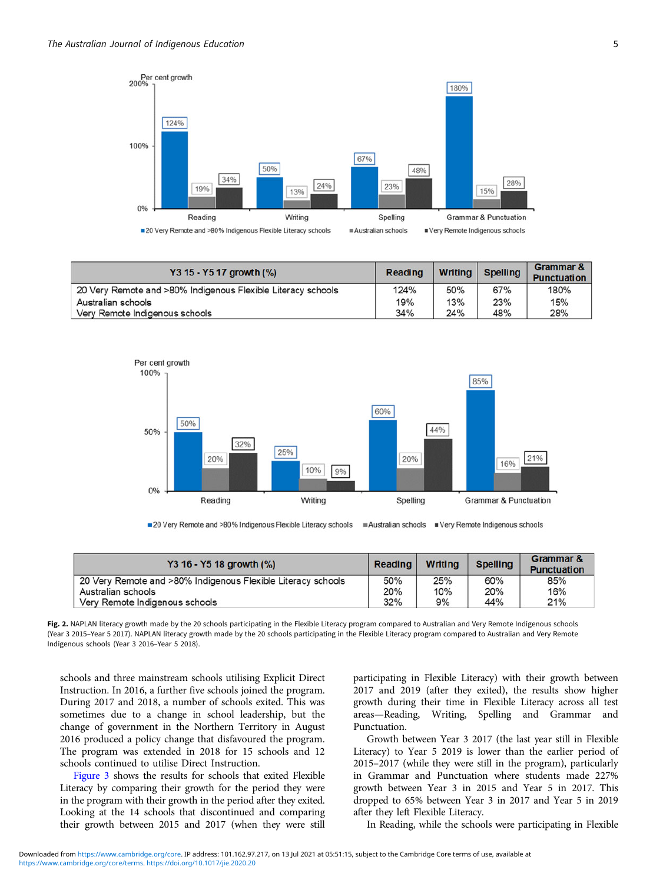| Y3 15 - Y5 17 growth (%) | Reading | Writing | Spelling | Grammar & Punctuation |
|---|---|---|---|---|
| 20 Very Remote and >80% Indigenous Flexible Literacy schools | 124% | 50% | 67% | 180% |
| Australian schools | 19% | 13% | 23% | 15% |
| Very Remote Indigenous schools | 34% | 24% | 48% | 28% |

| Y3 16 - Y5 18 growth (%) | Reading | Writing | Spelling | Grammar & Punctuation |
|---|---|---|---|---|
| 20 Very Remote and >80% Indigenous Flexible Literacy schools | 50% | 25% | 60% | 85% |
| Australian schools | 20% | 10% | 20% | 16% |
| Very Remote Indigenous schools | 32% | 9% | 44% | 21% |

**Fig. 2.** NAPLAN literacy growth made by the 20 schools participating in the Flexible Literacy program compared to Australian and Very Remote Indigenous schools (Year 3 2015–Year 5 2017). NAPLAN literacy growth made by the 20 schools participating in the Flexible Literacy program compared to Australian and Very Remote Indigenous schools (Year 3 2016–Year 5 2018).

schools and three mainstream schools utilising Explicit Direct Instruction. In 2016, a further five schools joined the program. During 2017 and 2018, a number of schools exited. This was sometimes due to a change in school leadership, but the change of government in the Northern Territory in August 2016 produced a policy change that disfavoured the program. The program was extended in 2018 for 15 schools and 12 schools continued to utilise Direct Instruction.

Figure 3 shows the results for schools that exited Flexible Literacy by comparing their growth for the period they were in the program with their growth in the period after they exited. Looking at the 14 schools that discontinued and comparing their growth between 2015 and 2017 (when they were still participating in Flexible Literacy) with their growth between 2017 and 2019 (after they exited), the results show higher growth during their time in Flexible Literacy across all test areas—Reading, Writing, Spelling and Grammar and Punctuation.

Growth between Year 3 2017 (the last year still in Flexible Literacy) to Year 5 2019 is lower than the earlier period of 2015–2017 (while they were still in the program), particularly in Grammar and Punctuation where students made 227% growth between Year 3 in 2015 and Year 5 in 2017. This dropped to 65% between Year 3 in 2017 and Year 5 in 2019 after they left Flexible Literacy.

In Reading, while the schools were participating in Flexible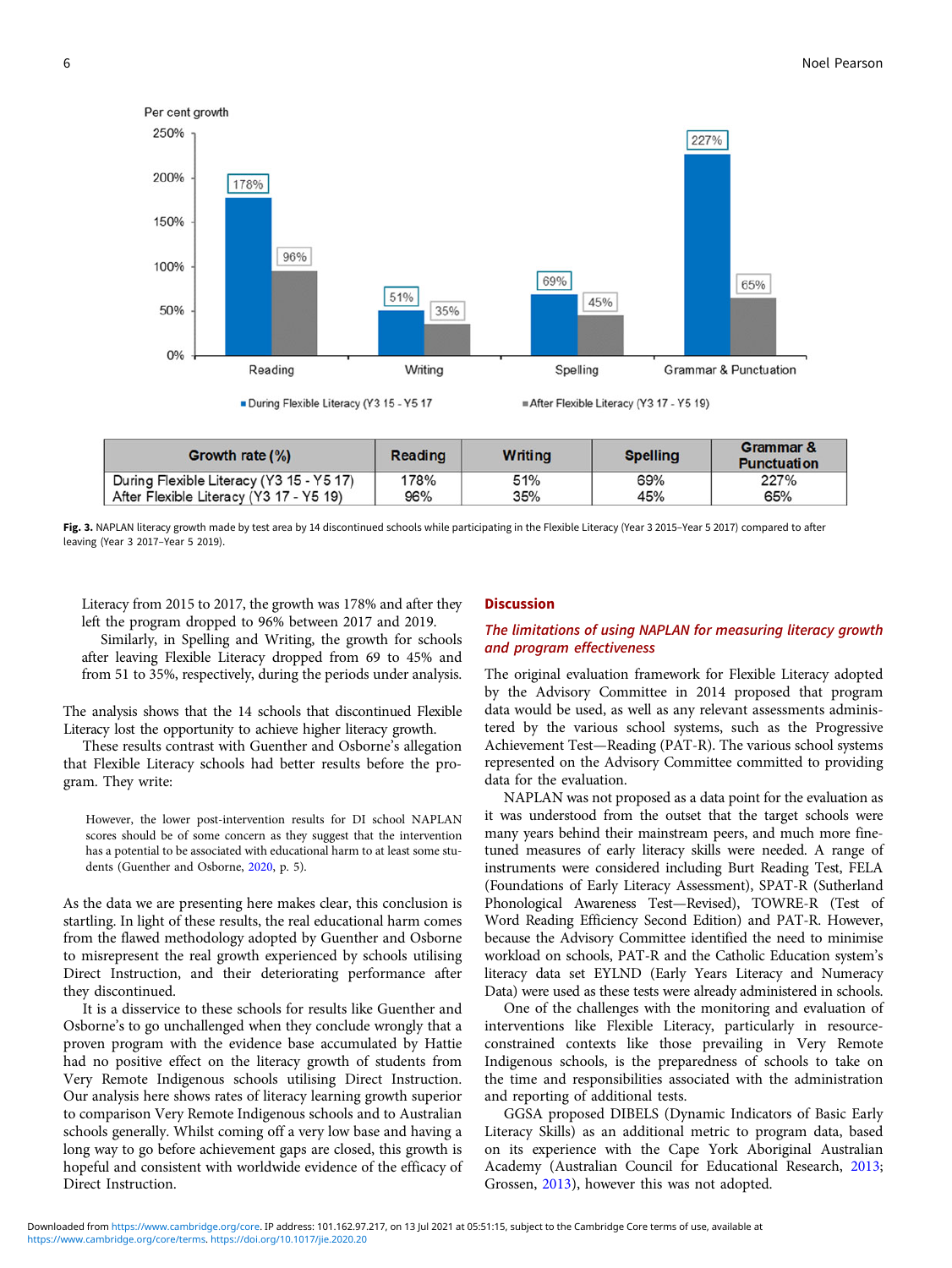| Growth rate (%) | Reading | Writing | Spelling | Grammar & Punctuation |
|---|---|---|---|---|
| During Flexible Literacy (Y3 15 - Y5 17) | 178% | 51% | 69% | 227% |
| After Flexible Literacy (Y3 17 - Y5 19) | 96% | 35% | 45% | 65% |

**Fig. 3.** NAPLAN literacy growth made by test area by 14 discontinued schools while participating in the Flexible Literacy (Year 3 2015–Year 5 2017) compared to after leaving (Year 3 2017–Year 5 2019).

Literacy from 2015 to 2017, the growth was 178% and after they left the program dropped to 96% between 2017 and 2019.

Similarly, in Spelling and Writing, the growth for schools after leaving Flexible Literacy dropped from 69 to 45% and from 51 to 35%, respectively, during the periods under analysis.

The analysis shows that the 14 schools that discontinued Flexible Literacy lost the opportunity to achieve higher literacy growth.

These results contrast with Guenther and Osborne's allegation that Flexible Literacy schools had better results before the program. They write:

> However, the lower post-intervention results for DI school NAPLAN scores should be of some concern as they suggest that the intervention has a potential to be associated with educational harm to at least some students (Guenther and Osborne, 2020, p. 5).

As the data we are presenting here makes clear, this conclusion is startling. In light of these results, the real educational harm comes from the flawed methodology adopted by Guenther and Osborne to misrepresent the real growth experienced by schools utilising Direct Instruction, and their deteriorating performance after they discontinued.

It is a disservice to these schools for results like Guenther and Osborne's to go unchallenged when they conclude wrongly that a proven program with the evidence base accumulated by Hattie had no positive effect on the literacy growth of students from Very Remote Indigenous schools utilising Direct Instruction. Our analysis here shows rates of literacy learning growth superior to comparison Very Remote Indigenous schools and to Australian schools generally. Whilst coming off a very low base and having a long way to go before achievement gaps are closed, this growth is hopeful and consistent with worldwide evidence of the efficacy of Direct Instruction.

## Discussion

### *The limitations of using NAPLAN for measuring literacy growth and program effectiveness*

The original evaluation framework for Flexible Literacy adopted by the Advisory Committee in 2014 proposed that program data would be used, as well as any relevant assessments administered by the various school systems, such as the Progressive Achievement Test—Reading (PAT-R). The various school systems represented on the Advisory Committee committed to providing data for the evaluation.

NAPLAN was not proposed as a data point for the evaluation as it was understood from the outset that the target schools were many years behind their mainstream peers, and much more fine-tuned measures of early literacy skills were needed. A range of instruments were considered including Burt Reading Test, FELA (Foundations of Early Literacy Assessment), SPAT-R (Sutherland Phonological Awareness Test—Revised), TOWRE-R (Test of Word Reading Efficiency Second Edition) and PAT-R. However, because the Advisory Committee identified the need to minimise workload on schools, PAT-R and the Catholic Education system's literacy data set EYLND (Early Years Literacy and Numeracy Data) were used as these tests were already administered in schools.

One of the challenges with the monitoring and evaluation of interventions like Flexible Literacy, particularly in resource-constrained contexts like those prevailing in Very Remote Indigenous schools, is the preparedness of schools to take on the time and responsibilities associated with the administration and reporting of additional tests.

GGSA proposed DIBELS (Dynamic Indicators of Basic Early Literacy Skills) as an additional metric to program data, based on its experience with the Cape York Aboriginal Australian Academy (Australian Council for Educational Research, 2013; Grossen, 2013), however this was not adopted.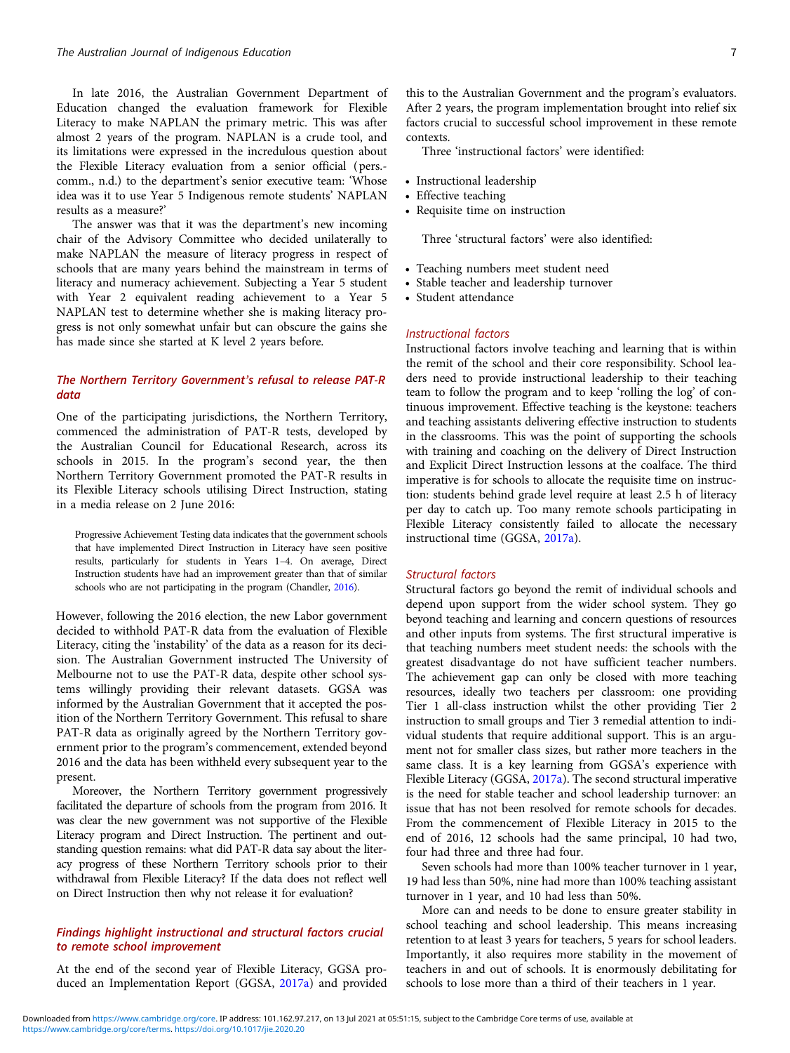In late 2016, the Australian Government Department of Education changed the evaluation framework for Flexible Literacy to make NAPLAN the primary metric. This was after almost 2 years of the program. NAPLAN is a crude tool, and its limitations were expressed in the incredulous question about the Flexible Literacy evaluation from a senior official (pers.-comm., n.d.) to the department's senior executive team: 'Whose idea was it to use Year 5 Indigenous remote students' NAPLAN results as a measure?'

The answer was that it was the department's new incoming chair of the Advisory Committee who decided unilaterally to make NAPLAN the measure of literacy progress in respect of schools that are many years behind the mainstream in terms of literacy and numeracy achievement. Subjecting a Year 5 student with Year 2 equivalent reading achievement to a Year 5 NAPLAN test to determine whether she is making literacy progress is not only somewhat unfair but can obscure the gains she has made since she started at K level 2 years before.

### *The Northern Territory Government's refusal to release PAT-R data*

One of the participating jurisdictions, the Northern Territory, commenced the administration of PAT-R tests, developed by the Australian Council for Educational Research, across its schools in 2015. In the program's second year, the then Northern Territory Government promoted the PAT-R results in its Flexible Literacy schools utilising Direct Instruction, stating in a media release on 2 June 2016:

> Progressive Achievement Testing data indicates that the government schools that have implemented Direct Instruction in Literacy have seen positive results, particularly for students in Years 1–4. On average, Direct Instruction students have had an improvement greater than that of similar schools who are not participating in the program (Chandler, 2016).

However, following the 2016 election, the new Labor government decided to withhold PAT-R data from the evaluation of Flexible Literacy, citing the 'instability' of the data as a reason for its decision. The Australian Government instructed The University of Melbourne not to use the PAT-R data, despite other school systems willingly providing their relevant datasets. GGSA was informed by the Australian Government that it accepted the position of the Northern Territory Government. This refusal to share PAT-R data as originally agreed by the Northern Territory government prior to the program's commencement, extended beyond 2016 and the data has been withheld every subsequent year to the present.

Moreover, the Northern Territory government progressively facilitated the departure of schools from the program from 2016. It was clear the new government was not supportive of the Flexible Literacy program and Direct Instruction. The pertinent and outstanding question remains: what did PAT-R data say about the literacy progress of these Northern Territory schools prior to their withdrawal from Flexible Literacy? If the data does not reflect well on Direct Instruction then why not release it for evaluation?

### *Findings highlight instructional and structural factors crucial to remote school improvement*

At the end of the second year of Flexible Literacy, GGSA produced an Implementation Report (GGSA, 2017a) and provided this to the Australian Government and the program's evaluators. After 2 years, the program implementation brought into relief six factors crucial to successful school improvement in these remote contexts.

Three 'instructional factors' were identified:

- Instructional leadership
- Effective teaching
- Requisite time on instruction

Three 'structural factors' were also identified:

- Teaching numbers meet student need
- Stable teacher and leadership turnover
- Student attendance

#### *Instructional factors*

Instructional factors involve teaching and learning that is within the remit of the school and their core responsibility. School leaders need to provide instructional leadership to their teaching team to follow the program and to keep 'rolling the log' of continuous improvement. Effective teaching is the keystone: teachers and teaching assistants delivering effective instruction to students in the classrooms. This was the point of supporting the schools with training and coaching on the delivery of Direct Instruction and Explicit Direct Instruction lessons at the coalface. The third imperative is for schools to allocate the requisite time on instruction: students behind grade level require at least 2.5 h of literacy per day to catch up. Too many remote schools participating in Flexible Literacy consistently failed to allocate the necessary instructional time (GGSA, 2017a).

#### *Structural factors*

Structural factors go beyond the remit of individual schools and depend upon support from the wider school system. They go beyond teaching and learning and concern questions of resources and other inputs from systems. The first structural imperative is that teaching numbers meet student needs: the schools with the greatest disadvantage do not have sufficient teacher numbers. The achievement gap can only be closed with more teaching resources, ideally two teachers per classroom: one providing Tier 1 all-class instruction whilst the other providing Tier 2 instruction to small groups and Tier 3 remedial attention to individual students that require additional support. This is an argument not for smaller class sizes, but rather more teachers in the same class. It is a key learning from GGSA's experience with Flexible Literacy (GGSA, 2017a). The second structural imperative is the need for stable teacher and school leadership turnover: an issue that has not been resolved for remote schools for decades. From the commencement of Flexible Literacy in 2015 to the end of 2016, 12 schools had the same principal, 10 had two, four had three and three had four.

Seven schools had more than 100% teacher turnover in 1 year, 19 had less than 50%, nine had more than 100% teaching assistant turnover in 1 year, and 10 had less than 50%.

More can and needs to be done to ensure greater stability in school teaching and school leadership. This means increasing retention to at least 3 years for teachers, 5 years for school leaders. Importantly, it also requires more stability in the movement of teachers in and out of schools. It is enormously debilitating for schools to lose more than a third of their teachers in 1 year.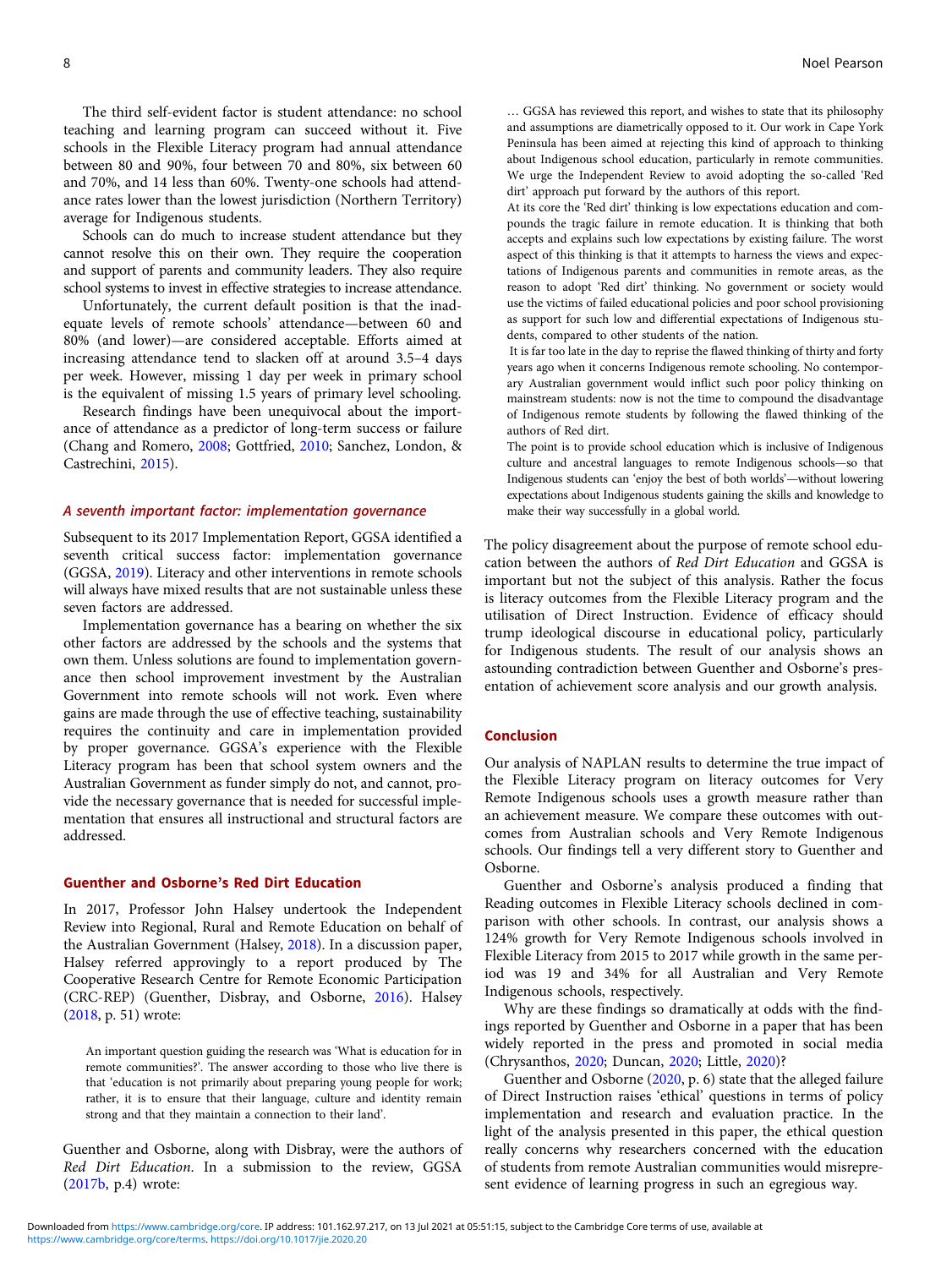The third self-evident factor is student attendance: no school teaching and learning program can succeed without it. Five schools in the Flexible Literacy program had annual attendance between 80 and 90%, four between 70 and 80%, six between 60 and 70%, and 14 less than 60%. Twenty-one schools had attendance rates lower than the lowest jurisdiction (Northern Territory) average for Indigenous students.

Schools can do much to increase student attendance but they cannot resolve this on their own. They require the cooperation and support of parents and community leaders. They also require school systems to invest in effective strategies to increase attendance.

Unfortunately, the current default position is that the inadequate levels of remote schools' attendance—between 60 and 80% (and lower)—are considered acceptable. Efforts aimed at increasing attendance tend to slacken off at around 3.5–4 days per week. However, missing 1 day per week in primary school is the equivalent of missing 1.5 years of primary level schooling.

Research findings have been unequivocal about the importance of attendance as a predictor of long-term success or failure (Chang and Romero, 2008; Gottfried, 2010; Sanchez, London, & Castrechini, 2015).

### *A seventh important factor: implementation governance*

Subsequent to its 2017 Implementation Report, GGSA identified a seventh critical success factor: implementation governance (GGSA, 2019). Literacy and other interventions in remote schools will always have mixed results that are not sustainable unless these seven factors are addressed.

Implementation governance has a bearing on whether the six other factors are addressed by the schools and the systems that own them. Unless solutions are found to implementation governance then school improvement investment by the Australian Government into remote schools will not work. Even where gains are made through the use of effective teaching, sustainability requires the continuity and care in implementation provided by proper governance. GGSA's experience with the Flexible Literacy program has been that school system owners and the Australian Government as funder simply do not, and cannot, provide the necessary governance that is needed for successful implementation that ensures all instructional and structural factors are addressed.

## Guenther and Osborne's Red Dirt Education

In 2017, Professor John Halsey undertook the Independent Review into Regional, Rural and Remote Education on behalf of the Australian Government (Halsey, 2018). In a discussion paper, Halsey referred approvingly to a report produced by The Cooperative Research Centre for Remote Economic Participation (CRC-REP) (Guenther, Disbray, and Osborne, 2016). Halsey (2018, p. 51) wrote:

> An important question guiding the research was 'What is education for in remote communities?'. The answer according to those who live there is that 'education is not primarily about preparing young people for work; rather, it is to ensure that their language, culture and identity remain strong and that they maintain a connection to their land'.

Guenther and Osborne, along with Disbray, were the authors of *Red Dirt Education*. In a submission to the review, GGSA (2017b, p.4) wrote:

> … GGSA has reviewed this report, and wishes to state that its philosophy and assumptions are diametrically opposed to it. Our work in Cape York Peninsula has been aimed at rejecting this kind of approach to thinking about Indigenous school education, particularly in remote communities. We urge the Independent Review to avoid adopting the so-called 'Red dirt' approach put forward by the authors of this report.
>
> At its core the 'Red dirt' thinking is low expectations education and compounds the tragic failure in remote education. It is thinking that both accepts and explains such low expectations by existing failure. The worst aspect of this thinking is that it attempts to harness the views and expectations of Indigenous parents and communities in remote areas, as the reason to adopt 'Red dirt' thinking. No government or society would use the victims of failed educational policies and poor school provisioning as support for such low and differential expectations of Indigenous students, compared to other students of the nation.
>
> It is far too late in the day to reprise the flawed thinking of thirty and forty years ago when it concerns Indigenous remote schooling. No contemporary Australian government would inflict such poor policy thinking on mainstream students: now is not the time to compound the disadvantage of Indigenous remote students by following the flawed thinking of the authors of Red dirt.
>
> The point is to provide school education which is inclusive of Indigenous culture and ancestral languages to remote Indigenous schools—so that Indigenous students can 'enjoy the best of both worlds'—without lowering expectations about Indigenous students gaining the skills and knowledge to make their way successfully in a global world.

The policy disagreement about the purpose of remote school education between the authors of *Red Dirt Education* and GGSA is important but not the subject of this analysis. Rather the focus is literacy outcomes from the Flexible Literacy program and the utilisation of Direct Instruction. Evidence of efficacy should trump ideological discourse in educational policy, particularly for Indigenous students. The result of our analysis shows an astounding contradiction between Guenther and Osborne's presentation of achievement score analysis and our growth analysis.

## Conclusion

Our analysis of NAPLAN results to determine the true impact of the Flexible Literacy program on literacy outcomes for Very Remote Indigenous schools uses a growth measure rather than an achievement measure. We compare these outcomes with outcomes from Australian schools and Very Remote Indigenous schools. Our findings tell a very different story to Guenther and Osborne.

Guenther and Osborne's analysis produced a finding that Reading outcomes in Flexible Literacy schools declined in comparison with other schools. In contrast, our analysis shows a 124% growth for Very Remote Indigenous schools involved in Flexible Literacy from 2015 to 2017 while growth in the same period was 19 and 34% for all Australian and Very Remote Indigenous schools, respectively.

Why are these findings so dramatically at odds with the findings reported by Guenther and Osborne in a paper that has been widely reported in the press and promoted in social media (Chrysanthos, 2020; Duncan, 2020; Little, 2020)?

Guenther and Osborne (2020, p. 6) state that the alleged failure of Direct Instruction raises 'ethical' questions in terms of policy implementation and research and evaluation practice. In the light of the analysis presented in this paper, the ethical question really concerns why researchers concerned with the education of students from remote Australian communities would misrepresent evidence of learning progress in such an egregious way.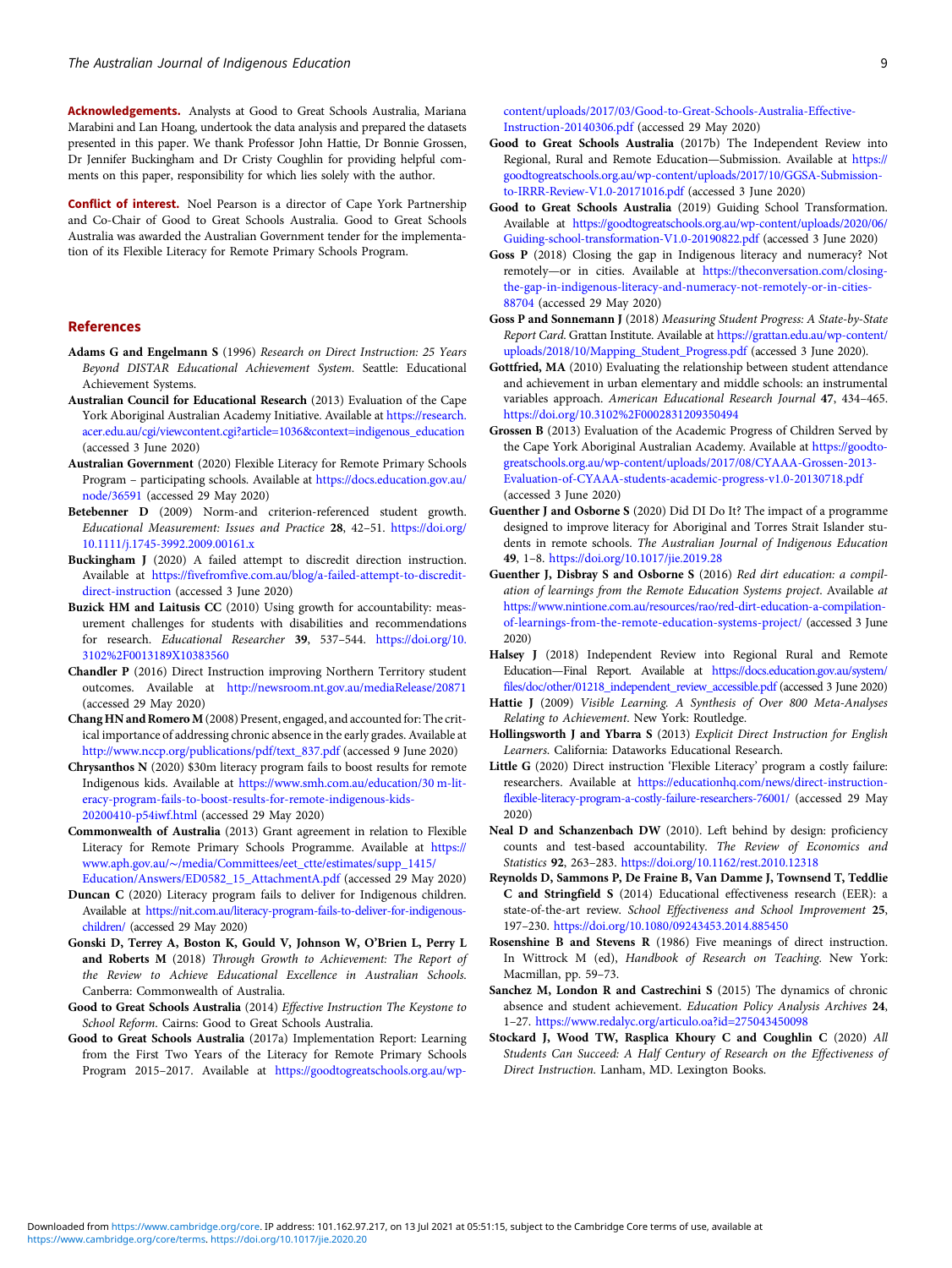**Acknowledgements.** Analysts at Good to Great Schools Australia, Mariana Marabini and Lan Hoang, undertook the data analysis and prepared the datasets presented in this paper. We thank Professor John Hattie, Dr Bonnie Grossen, Dr Jennifer Buckingham and Dr Cristy Coughlin for providing helpful comments on this paper, responsibility for which lies solely with the author.

**Conflict of interest.** Noel Pearson is a director of Cape York Partnership and Co-Chair of Good to Great Schools Australia. Good to Great Schools Australia was awarded the Australian Government tender for the implementation of its Flexible Literacy for Remote Primary Schools Program.

## References

**Adams G and Engelmann S** (1996) *Research on Direct Instruction: 25 Years Beyond DISTAR Educational Achievement System*. Seattle: Educational Achievement Systems.

**Australian Council for Educational Research** (2013) Evaluation of the Cape York Aboriginal Australian Academy Initiative. Available at https://research.acer.edu.au/cgi/viewcontent.cgi?article=1036&context=indigenous_education (accessed 3 June 2020)

**Australian Government** (2020) Flexible Literacy for Remote Primary Schools Program – participating schools. Available at https://docs.education.gov.au/node/36591 (accessed 29 May 2020)

**Betebenner D** (2009) Norm-and criterion-referenced student growth. *Educational Measurement: Issues and Practice* **28**, 42–51. https://doi.org/10.1111/j.1745-3992.2009.00161.x

**Buckingham J** (2020) A failed attempt to discredit direction instruction. Available at https://fivefromfive.com.au/blog/a-failed-attempt-to-discredit-direct-instruction (accessed 3 June 2020)

**Buzick HM and Laitusis CC** (2010) Using growth for accountability: measurement challenges for students with disabilities and recommendations for research. *Educational Researcher* **39**, 537–544. https://doi.org/10.3102%2F0013189X10383560

**Chandler P** (2016) Direct Instruction improving Northern Territory student outcomes. Available at http://newsroom.nt.gov.au/mediaRelease/20871 (accessed 29 May 2020)

**Chang HN and Romero M** (2008) Present, engaged, and accounted for: The critical importance of addressing chronic absence in the early grades. Available at http://www.nccp.org/publications/pdf/text_837.pdf (accessed 9 June 2020)

**Chrysanthos N** (2020) $30m literacy program fails to boost results for remote Indigenous kids. Available at https://www.smh.com.au/education/30 m-literacy-program-fails-to-boost-results-for-remote-indigenous-kids-20200410-p54iwf.html (accessed 29 May 2020)

**Commonwealth of Australia** (2013) Grant agreement in relation to Flexible Literacy for Remote Primary Schools Programme. Available at https://www.aph.gov.au/~/media/Committees/eet_ctte/estimates/supp_1415/Education/Answers/ED0582_15_AttachmentA.pdf (accessed 29 May 2020)

**Duncan C** (2020) Literacy program fails to deliver for Indigenous children. Available at https://nit.com.au/literacy-program-fails-to-deliver-for-indigenous-children/ (accessed 29 May 2020)

**Gonski D, Terrey A, Boston K, Gould V, Johnson W, O'Brien L, Perry L and Roberts M** (2018) *Through Growth to Achievement: The Report of the Review to Achieve Educational Excellence in Australian Schools*. Canberra: Commonwealth of Australia.

**Good to Great Schools Australia** (2014) *Effective Instruction The Keystone to School Reform*. Cairns: Good to Great Schools Australia.

**Good to Great Schools Australia** (2017a) Implementation Report: Learning from the First Two Years of the Literacy for Remote Primary Schools Program 2015–2017. Available at https://goodtogreatschools.org.au/wp-content/uploads/2017/03/Good-to-Great-Schools-Australia-Effective-Instruction-20140306.pdf (accessed 29 May 2020)

**Good to Great Schools Australia** (2017b) The Independent Review into Regional, Rural and Remote Education—Submission. Available at https://goodtogreatschools.org.au/wp-content/uploads/2017/10/GGSA-Submission-to-IRRR-Review-V1.0-20171016.pdf (accessed 3 June 2020)

**Good to Great Schools Australia** (2019) Guiding School Transformation. Available at https://goodtogreatschools.org.au/wp-content/uploads/2020/06/Guiding-school-transformation-V1.0-20190822.pdf (accessed 3 June 2020)

**Goss P** (2018) Closing the gap in Indigenous literacy and numeracy? Not remotely—or in cities. Available at https://theconversation.com/closing-the-gap-in-indigenous-literacy-and-numeracy-not-remotely-or-in-cities-88704 (accessed 29 May 2020)

**Goss P and Sonnemann J** (2018) *Measuring Student Progress: A State-by-State Report Card*. Grattan Institute. Available at https://grattan.edu.au/wp-content/uploads/2018/10/Mapping_Student_Progress.pdf (accessed 3 June 2020).

**Gottfried, MA** (2010) Evaluating the relationship between student attendance and achievement in urban elementary and middle schools: an instrumental variables approach. *American Educational Research Journal* **47**, 434–465. https://doi.org/10.3102%2F0002831209350494

**Grossen B** (2013) Evaluation of the Academic Progress of Children Served by the Cape York Aboriginal Australian Academy. Available at https://goodtogreatschools.org.au/wp-content/uploads/2017/08/CYAAA-Grossen-2013-Evaluation-of-CYAAA-students-academic-progress-v1.0-20130718.pdf (accessed 3 June 2020)

**Guenther J and Osborne S** (2020) Did DI Do It? The impact of a programme designed to improve literacy for Aboriginal and Torres Strait Islander students in remote schools. *The Australian Journal of Indigenous Education* **49**, 1–8. https://doi.org/10.1017/jie.2019.28

**Guenther J, Disbray S and Osborne S** (2016) *Red dirt education: a compilation of learnings from the Remote Education Systems project*. Available at https://www.nintione.com.au/resources/rao/red-dirt-education-a-compilation-of-learnings-from-the-remote-education-systems-project/ (accessed 3 June 2020)

**Halsey J** (2018) Independent Review into Regional Rural and Remote Education—Final Report. Available at https://docs.education.gov.au/system/files/doc/other/01218_independent_review_accessible.pdf (accessed 3 June 2020)

**Hattie J** (2009) *Visible Learning. A Synthesis of Over 800 Meta-Analyses Relating to Achievement*. New York: Routledge.

**Hollingsworth J and Ybarra S** (2013) *Explicit Direct Instruction for English Learners*. California: Dataworks Educational Research.

**Little G** (2020) Direct instruction 'Flexible Literacy' program a costly failure: researchers. Available at https://educationhq.com/news/direct-instruction-flexible-literacy-program-a-costly-failure-researchers-76001/ (accessed 29 May 2020)

**Neal D and Schanzenbach DW** (2010). Left behind by design: proficiency counts and test-based accountability. *The Review of Economics and Statistics* **92**, 263–283. https://doi.org/10.1162/rest.2010.12318

**Reynolds D, Sammons P, De Fraine B, Van Damme J, Townsend T, Teddlie C and Stringfield S** (2014) Educational effectiveness research (EER): a state-of-the-art review. *School Effectiveness and School Improvement* **25**, 197–230. https://doi.org/10.1080/09243453.2014.885450

**Rosenshine B and Stevens R** (1986) Five meanings of direct instruction. In Wittrock M (ed), *Handbook of Research on Teaching*. New York: Macmillan, pp. 59–73.

**Sanchez M, London R and Castrechini S** (2015) The dynamics of chronic absence and student achievement. *Education Policy Analysis Archives* **24**, 1–27. https://www.redalyc.org/articulo.oa?id=275043450098

**Stockard J, Wood TW, Rasplica Khoury C and Coughlin C** (2020) *All Students Can Succeed: A Half Century of Research on the Effectiveness of Direct Instruction*. Lanham, MD. Lexington Books.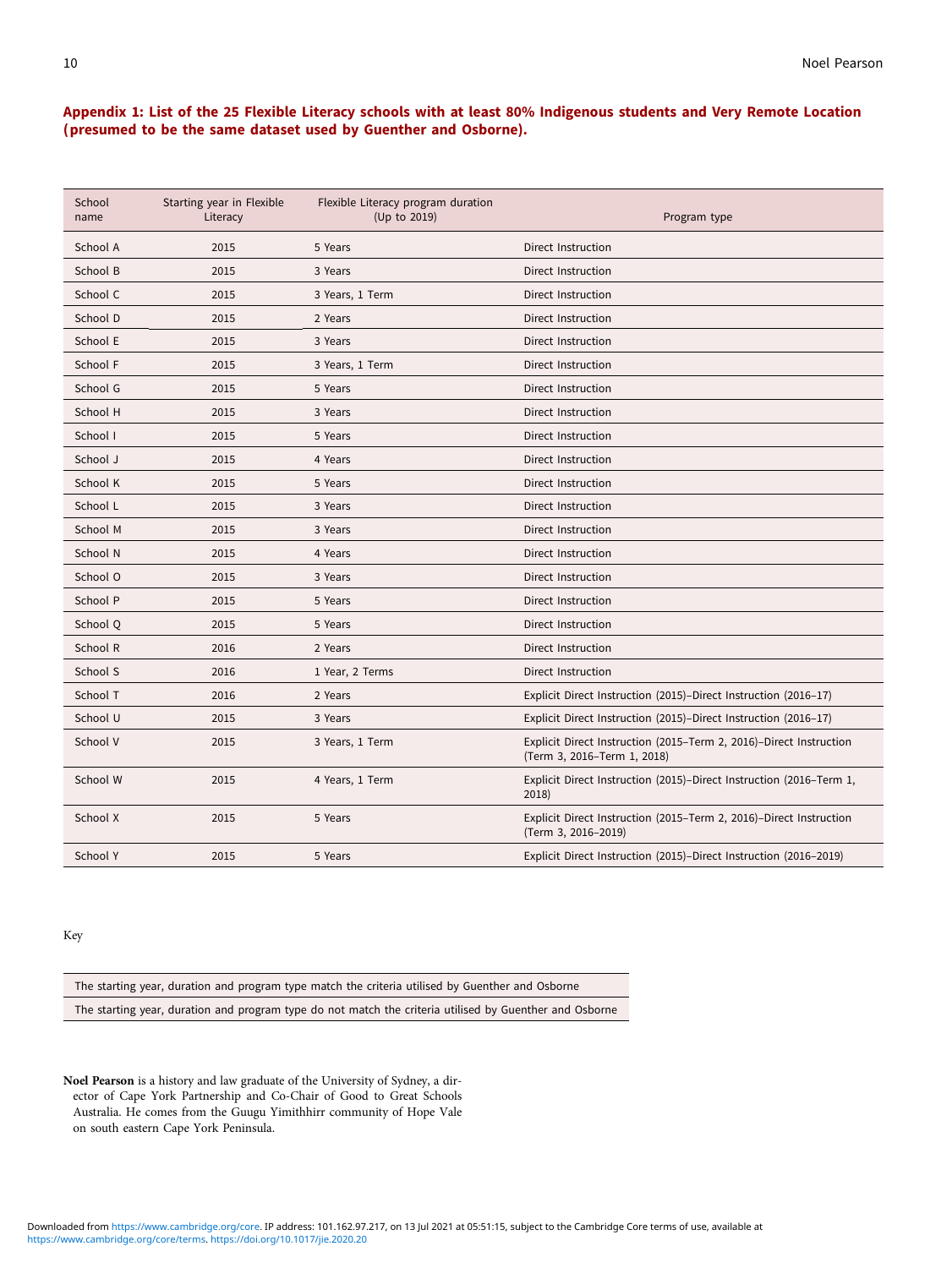## Appendix 1: List of the 25 Flexible Literacy schools with at least 80% Indigenous students and Very Remote Location (presumed to be the same dataset used by Guenther and Osborne).

| School name | Starting year in Flexible Literacy | Flexible Literacy program duration (Up to 2019) | Program type |
|---|---|---|---|
| School A | 2015 | 5 Years | Direct Instruction |
| School B | 2015 | 3 Years | Direct Instruction |
| School C | 2015 | 3 Years, 1 Term | Direct Instruction |
| School D | 2015 | 2 Years | Direct Instruction |
| School E | 2015 | 3 Years | Direct Instruction |
| School F | 2015 | 3 Years, 1 Term | Direct Instruction |
| School G | 2015 | 5 Years | Direct Instruction |
| School H | 2015 | 3 Years | Direct Instruction |
| School I | 2015 | 5 Years | Direct Instruction |
| School J | 2015 | 4 Years | Direct Instruction |
| School K | 2015 | 5 Years | Direct Instruction |
| School L | 2015 | 3 Years | Direct Instruction |
| School M | 2015 | 3 Years | Direct Instruction |
| School N | 2015 | 4 Years | Direct Instruction |
| School O | 2015 | 3 Years | Direct Instruction |
| School P | 2015 | 5 Years | Direct Instruction |
| School Q | 2015 | 5 Years | Direct Instruction |
| School R | 2016 | 2 Years | Direct Instruction |
| School S | 2016 | 1 Year, 2 Terms | Direct Instruction |
| School T | 2016 | 2 Years | Explicit Direct Instruction (2015)–Direct Instruction (2016–17) |
| School U | 2015 | 3 Years | Explicit Direct Instruction (2015)–Direct Instruction (2016–17) |
| School V | 2015 | 3 Years, 1 Term | Explicit Direct Instruction (2015–Term 2, 2016)–Direct Instruction (Term 3, 2016–Term 1, 2018) |
| School W | 2015 | 4 Years, 1 Term | Explicit Direct Instruction (2015)–Direct Instruction (2016–Term 1, 2018) |
| School X | 2015 | 5 Years | Explicit Direct Instruction (2015–Term 2, 2016)–Direct Instruction (Term 3, 2016–2019) |
| School Y | 2015 | 5 Years | Explicit Direct Instruction (2015)–Direct Instruction (2016–2019) |

Key

| |
|---|
| The starting year, duration and program type match the criteria utilised by Guenther and Osborne |
| The starting year, duration and program type do not match the criteria utilised by Guenther and Osborne |

**Noel Pearson** is a history and law graduate of the University of Sydney, a director of Cape York Partnership and Co-Chair of Good to Great Schools Australia. He comes from the Guugu Yimithhirr community of Hope Vale on south eastern Cape York Peninsula.